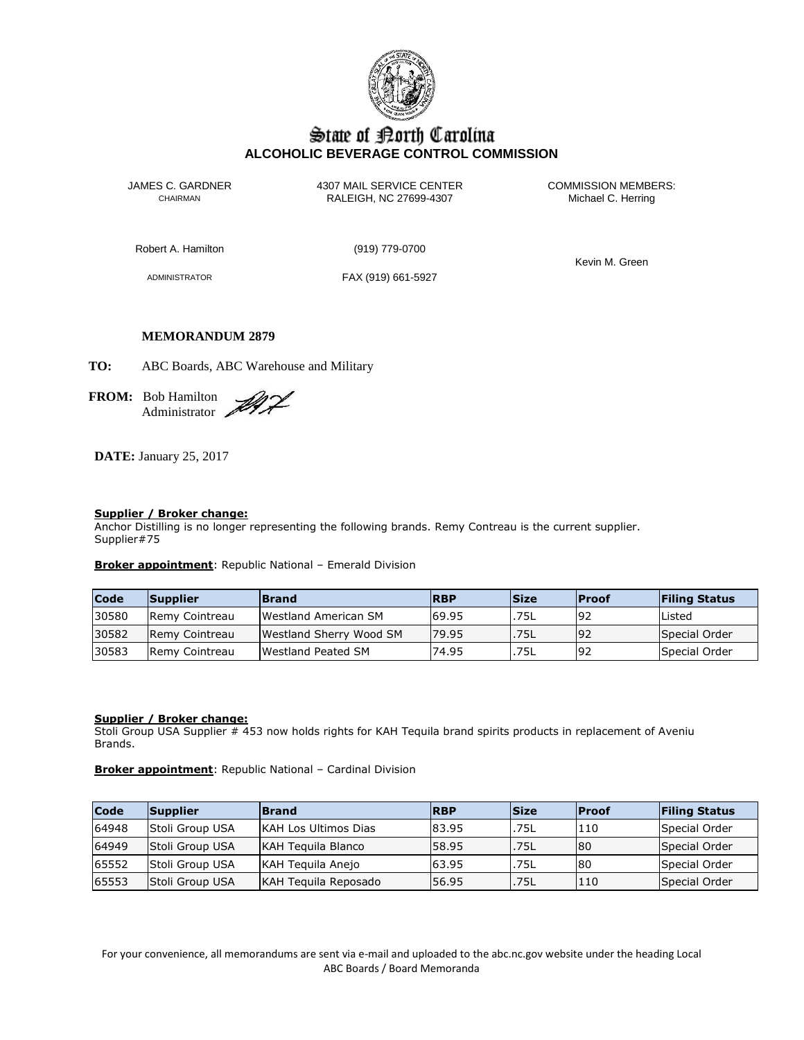State of North Carolina
**ALCOHOLIC BEVERAGE CONTROL COMMISSION**

JAMES C. GARDNER
CHAIRMAN

4307 MAIL SERVICE CENTER
RALEIGH, NC 27699-4307

COMMISSION MEMBERS:
Michael C. Herring

Robert A. Hamilton

(919) 779-0700

Kevin M. Green

ADMINISTRATOR

FAX (919) 661-5927

**MEMORANDUM 2879**

**TO:** ABC Boards, ABC Warehouse and Military

**FROM:** Bob Hamilton
Administrator

**DATE:** January 25, 2017

**Supplier / Broker change:**
Anchor Distilling is no longer representing the following brands. Remy Contreau is the current supplier. Supplier#75

**Broker appointment**: Republic National – Emerald Division

| Code | Supplier | Brand | RBP | Size | Proof | Filing Status |
|---|---|---|---|---|---|---|
| 30580 | Remy Cointreau | Westland American SM | 69.95 | .75L | 92 | Listed |
| 30582 | Remy Cointreau | Westland Sherry Wood SM | 79.95 | .75L | 92 | Special Order |
| 30583 | Remy Cointreau | Westland Peated SM | 74.95 | .75L | 92 | Special Order |

**Supplier / Broker change:**
Stoli Group USA Supplier # 453 now holds rights for KAH Tequila brand spirits products in replacement of Aveniu Brands.

**Broker appointment**: Republic National – Cardinal Division

| Code | Supplier | Brand | RBP | Size | Proof | Filing Status |
|---|---|---|---|---|---|---|
| 64948 | Stoli Group USA | KAH Los Ultimos Dias | 83.95 | .75L | 110 | Special Order |
| 64949 | Stoli Group USA | KAH Tequila Blanco | 58.95 | .75L | 80 | Special Order |
| 65552 | Stoli Group USA | KAH Tequila Anejo | 63.95 | .75L | 80 | Special Order |
| 65553 | Stoli Group USA | KAH Tequila Reposado | 56.95 | .75L | 110 | Special Order |

For your convenience, all memorandums are sent via e-mail and uploaded to the abc.nc.gov website under the heading Local ABC Boards / Board Memoranda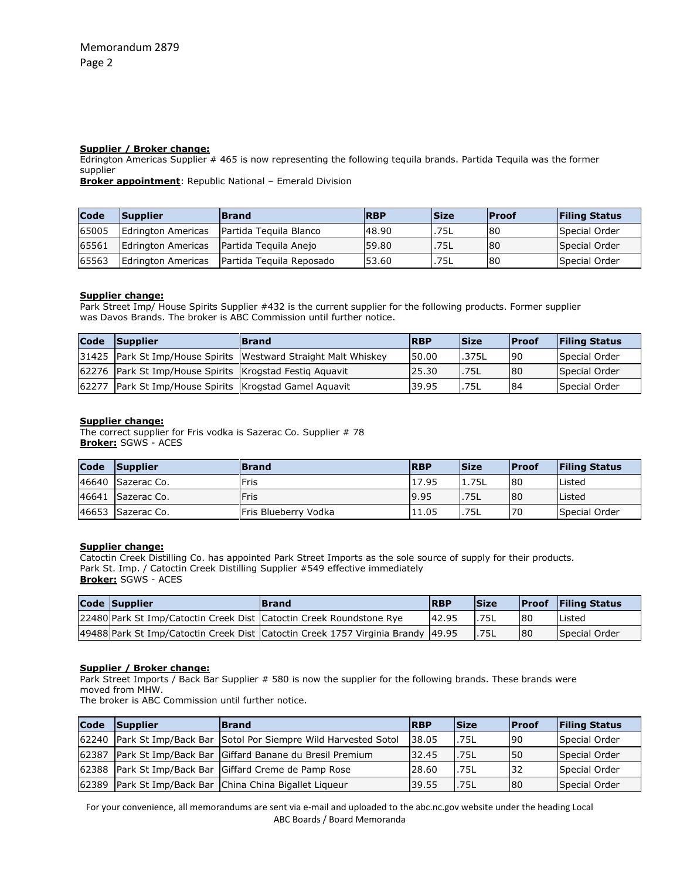**Supplier / Broker change:**
Edrington Americas Supplier # 465 is now representing the following tequila brands. Partida Tequila was the former supplier
**Broker appointment**: Republic National – Emerald Division

| Code | Supplier | Brand | RBP | Size | Proof | Filing Status |
|---|---|---|---|---|---|---|
| 65005 | Edrington Americas | Partida Tequila Blanco | 48.90 | .75L | 80 | Special Order |
| 65561 | Edrington Americas | Partida Tequila Anejo | 59.80 | .75L | 80 | Special Order |
| 65563 | Edrington Americas | Partida Tequila Reposado | 53.60 | .75L | 80 | Special Order |

**Supplier change:**
Park Street Imp/ House Spirits Supplier #432 is the current supplier for the following products. Former supplier was Davos Brands. The broker is ABC Commission until further notice.

| Code | Supplier | Brand | RBP | Size | Proof | Filing Status |
|---|---|---|---|---|---|---|
| 31425 | Park St Imp/House Spirits | Westward Straight Malt Whiskey | 50.00 | .375L | 90 | Special Order |
| 62276 | Park St Imp/House Spirits | Krogstad Festiq Aquavit | 25.30 | .75L | 80 | Special Order |
| 62277 | Park St Imp/House Spirits | Krogstad Gamel Aquavit | 39.95 | .75L | 84 | Special Order |

**Supplier change:**
The correct supplier for Fris vodka is Sazerac Co. Supplier # 78
**Broker:** SGWS - ACES

| Code | Supplier | Brand | RBP | Size | Proof | Filing Status |
|---|---|---|---|---|---|---|
| 46640 | Sazerac Co. | Fris | 17.95 | 1.75L | 80 | Listed |
| 46641 | Sazerac Co. | Fris | 9.95 | .75L | 80 | Listed |
| 46653 | Sazerac Co. | Fris Blueberry Vodka | 11.05 | .75L | 70 | Special Order |

**Supplier change:**
Catoctin Creek Distilling Co. has appointed Park Street Imports as the sole source of supply for their products.
Park St. Imp. / Catoctin Creek Distilling Supplier #549 effective immediately
**Broker:** SGWS - ACES

| Code | Supplier | Brand | RBP | Size | Proof | Filing Status |
|---|---|---|---|---|---|---|
| 22480 | Park St Imp/Catoctin Creek Dist | Catoctin Creek Roundstone Rye | 42.95 | .75L | 80 | Listed |
| 49488 | Park St Imp/Catoctin Creek Dist | Catoctin Creek 1757 Virginia Brandy | 49.95 | .75L | 80 | Special Order |

**Supplier / Broker change:**
Park Street Imports / Back Bar Supplier # 580 is now the supplier for the following brands. These brands were moved from MHW.
The broker is ABC Commission until further notice.

| Code | Supplier | Brand | RBP | Size | Proof | Filing Status |
|---|---|---|---|---|---|---|
| 62240 | Park St Imp/Back Bar | Sotol Por Siempre Wild Harvested Sotol | 38.05 | .75L | 90 | Special Order |
| 62387 | Park St Imp/Back Bar | Giffard Banane du Bresil Premium | 32.45 | .75L | 50 | Special Order |
| 62388 | Park St Imp/Back Bar | Giffard Creme de Pamp Rose | 28.60 | .75L | 32 | Special Order |
| 62389 | Park St Imp/Back Bar | China China Bigallet Liqueur | 39.55 | .75L | 80 | Special Order |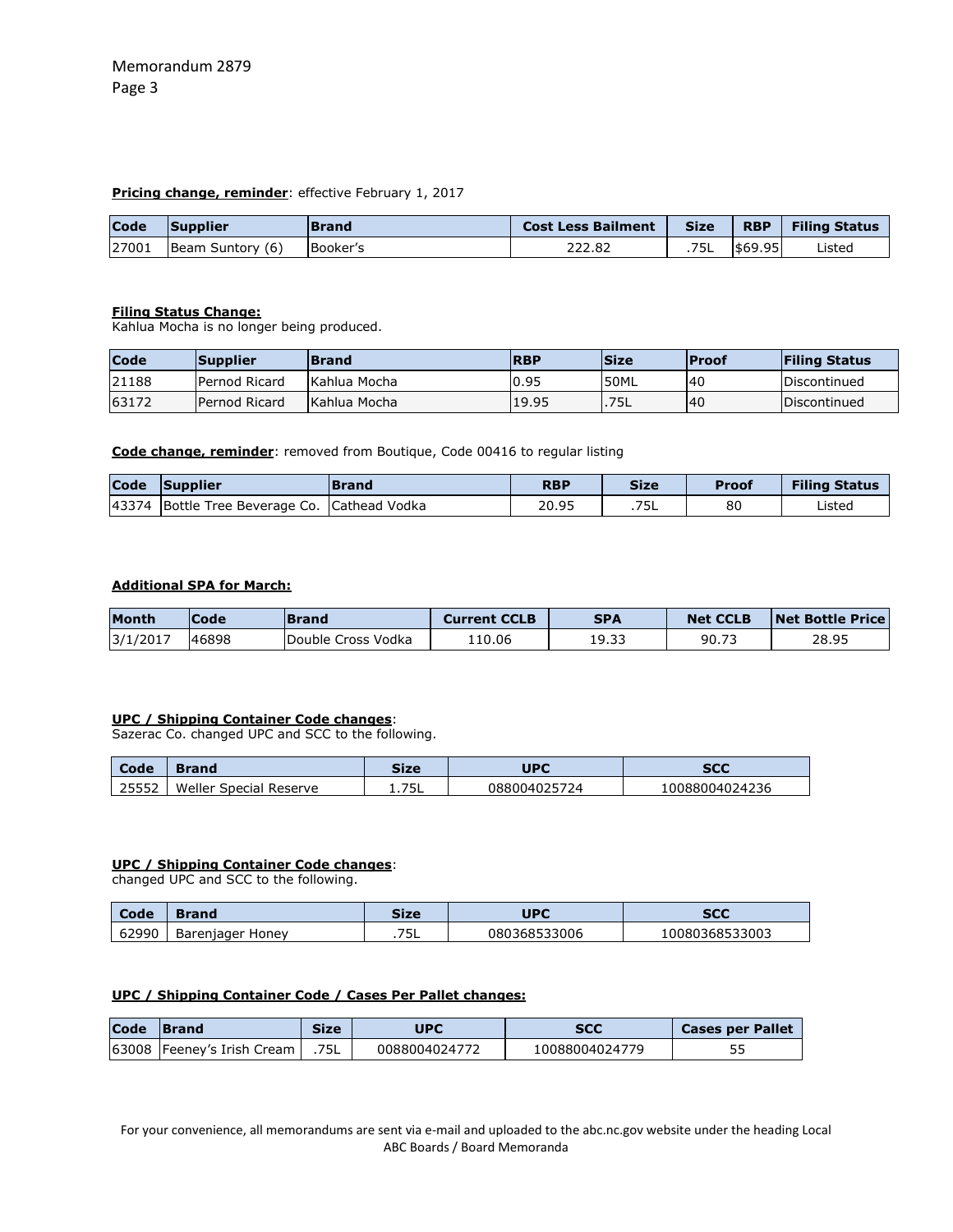**Pricing change, reminder**: effective February 1, 2017

| Code | Supplier | Brand | Cost Less Bailment | Size | RBP | Filing Status |
|---|---|---|---|---|---|---|
| 27001 | Beam Suntory (6) | Booker's | 222.82 | .75L | $69.95 | Listed |

**Filing Status Change:**
Kahlua Mocha is no longer being produced.

| Code | Supplier | Brand | RBP | Size | Proof | Filing Status |
|---|---|---|---|---|---|---|
| 21188 | Pernod Ricard | Kahlua Mocha | 0.95 | 50ML | 40 | Discontinued |
| 63172 | Pernod Ricard | Kahlua Mocha | 19.95 | .75L | 40 | Discontinued |

**Code change, reminder**: removed from Boutique, Code 00416 to regular listing

| Code | Supplier | Brand | RBP | Size | Proof | Filing Status |
|---|---|---|---|---|---|---|
| 43374 | Bottle Tree Beverage Co. | Cathead Vodka | 20.95 | .75L | 80 | Listed |

**Additional SPA for March:**

| Month | Code | Brand | Current CCLB | SPA | Net CCLB | Net Bottle Price |
|---|---|---|---|---|---|---|
| 3/1/2017 | 46898 | Double Cross Vodka | 110.06 | 19.33 | 90.73 | 28.95 |

**UPC / Shipping Container Code changes**:
Sazerac Co. changed UPC and SCC to the following.

| Code | Brand | Size | UPC | SCC |
|---|---|---|---|---|
| 25552 | Weller Special Reserve | 1.75L | 088004025724 | 10088004024236 |

**UPC / Shipping Container Code changes**:
changed UPC and SCC to the following.

| Code | Brand | Size | UPC | SCC |
|---|---|---|---|---|
| 62990 | Barenjager Honey | .75L | 080368533006 | 10080368533003 |

**UPC / Shipping Container Code / Cases Per Pallet changes:**

| Code | Brand | Size | UPC | SCC | Cases per Pallet |
|---|---|---|---|---|---|
| 63008 | Feeney's Irish Cream | .75L | 0088004024772 | 10088004024779 | 55 |

For your convenience, all memorandums are sent via e-mail and uploaded to the abc.nc.gov website under the heading Local ABC Boards / Board Memoranda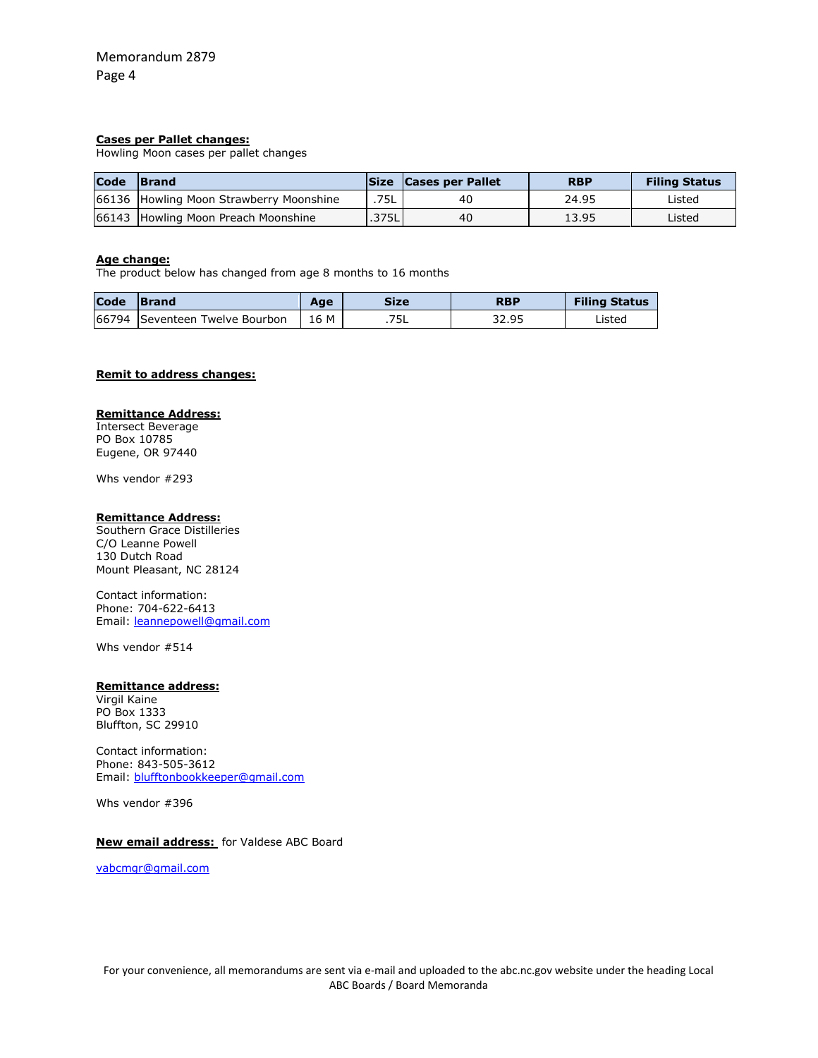**Cases per Pallet changes:**
Howling Moon cases per pallet changes

| Code | Brand | Size | Cases per Pallet | RBP | Filing Status |
|---|---|---|---|---|---|
| 66136 | Howling Moon Strawberry Moonshine | .75L | 40 | 24.95 | Listed |
| 66143 | Howling Moon Preach Moonshine | .375L | 40 | 13.95 | Listed |

**Age change:**
The product below has changed from age 8 months to 16 months

| Code | Brand | Age | Size | RBP | Filing Status |
|---|---|---|---|---|---|
| 66794 | Seventeen Twelve Bourbon | 16 M | .75L | 32.95 | Listed |

**Remit to address changes:**

**Remittance Address:**
Intersect Beverage
PO Box 10785
Eugene, OR 97440

Whs vendor #293

**Remittance Address:**
Southern Grace Distilleries
C/O Leanne Powell
130 Dutch Road
Mount Pleasant, NC 28124

Contact information:
Phone: 704-622-6413
Email: leannepowell@gmail.com

Whs vendor #514

**Remittance address:**
Virgil Kaine
PO Box 1333
Bluffton, SC 29910

Contact information:
Phone: 843-505-3612
Email: blufftonbookkeeper@gmail.com

Whs vendor #396

**New email address:** for Valdese ABC Board

vabcmgr@gmail.com

For your convenience, all memorandums are sent via e-mail and uploaded to the abc.nc.gov website under the heading Local ABC Boards / Board Memoranda